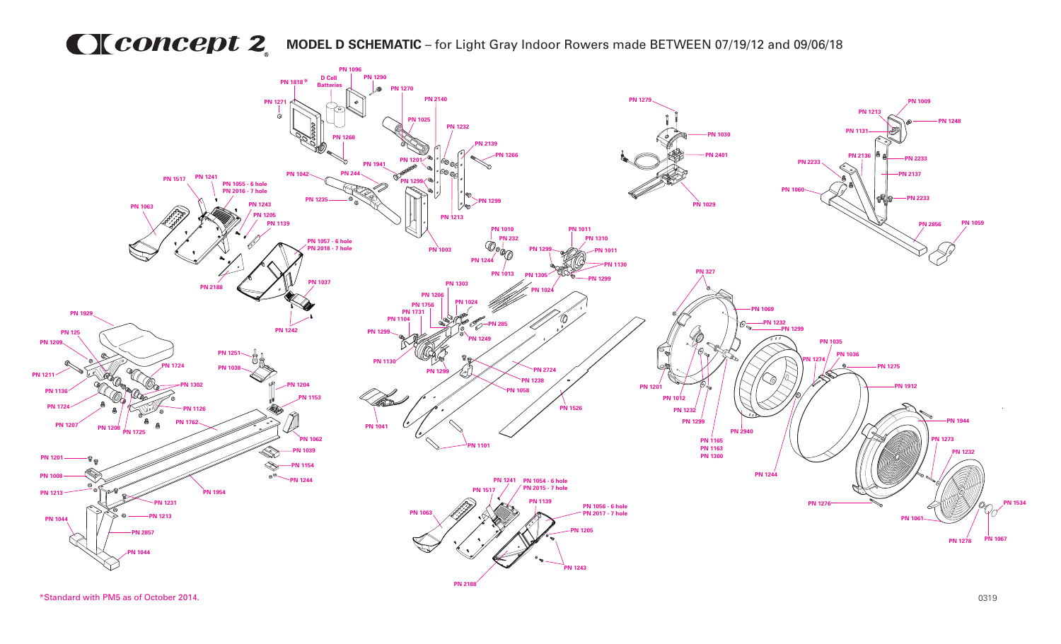# concept 2 MODEL D SCHEMATIC – for Light Gray Indoor Rowers made BETWEEN 07/19/12 and 09/06/18

PN 1096
PN 1818*
D Cell Batteries
PN 1290
PN 1270
PN 1271
PN 2140
PN 1025
PN 1268
PN 1232
PN 2139
PN 1266
PN 1941
PN 1201
PN 1042
PN 244
PN 1299
PN 1235
PN 1299
PN 1213
PN 1003
PN 1517
PN 1241
PN 1055 - 6 hole
PN 2016 - 7 hole
PN 1063
PN 1243
PN 1205
PN 1139
PN 1057 - 6 hole
PN 2018 - 7 hole
PN 2188
PN 1037
PN 1242
PN 1929
PN 125
PN 1209
PN 1211
PN 1136
PN 1724
PN 1207
PN 1208
PN 1725
PN 1724
PN 1302
PN 1126
PN 1762
PN 1251
PN 1038
PN 1204
PN 1153
PN 1062
PN 1039
PN 1154
PN 1244
PN 1201
PN 1008
PN 1213
PN 1954
PN 1231
PN 1213
PN 1044
PN 2857
PN 1044
PN 1010
PN 232
PN 1244
PN 1013
PN 1011
PN 1310
PN 1299
PN 1011
PN 1130
PN 1305
PN 1299
PN 1024
PN 1303
PN 1206
PN 1756
PN 1731
PN 1104
PN 1024
PN 285
PN 1299
PN 1249
PN 1130
PN 1299
PN 2724
PN 1238
PN 1058
PN 1526
PN 1041
PN 1101
PN 1241
PN 1517
PN 1054 - 6 hole
PN 2015 - 7 hole
PN 1139
PN 1063
PN 1056 - 6 hole
PN 2017 - 7 hole
PN 1205
PN 1243
PN 2188
PN 1279
PN 1030
PN 2401
PN 1029
PN 327
PN 1069
PN 1232
PN 1299
PN 1201
PN 1012
PN 1232
PN 1299
PN 2940
PN 1165
PN 1163
PN 1300
PN 1244
PN 1035
PN 1036
PN 1274
PN 1275
PN 1912
PN 1944
PN 1273
PN 1232
PN 1276
PN 1534
PN 1061
PN 1278
PN 1067
PN 1213
PN 1009
PN 1248
PN 1131
PN 2233
PN 2136
PN 2233
PN 2137
PN 1060
PN 2233
PN 2856
PN 1059

*Standard with PM5 as of October 2014.

0319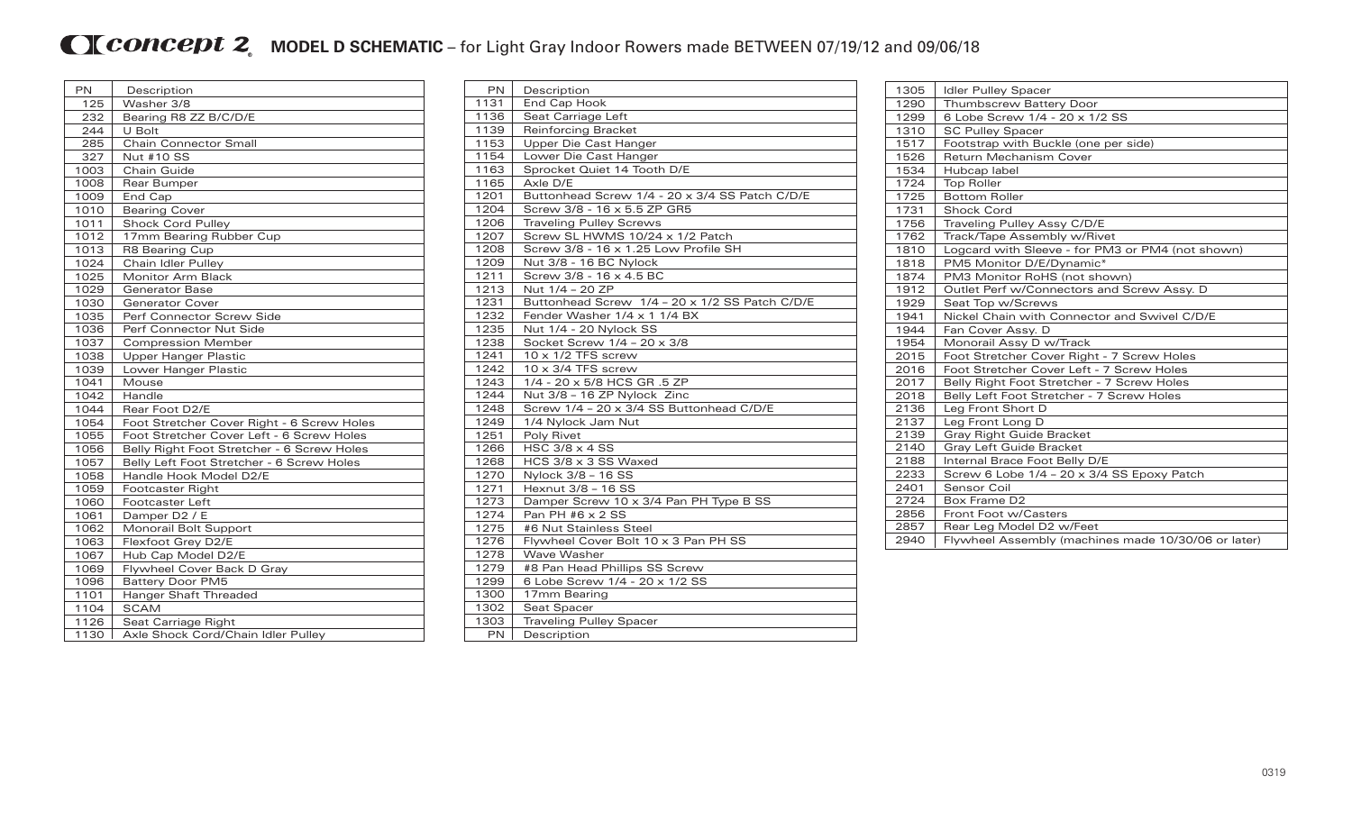# Concept 2 MODEL D SCHEMATIC – for Light Gray Indoor Rowers made BETWEEN 07/19/12 and 09/06/18

| PN | Description |
|---|---|
| 125 | Washer 3/8 |
| 232 | Bearing R8 ZZ B/C/D/E |
| 244 | U Bolt |
| 285 | Chain Connector Small |
| 327 | Nut #10 SS |
| 1003 | Chain Guide |
| 1008 | Rear Bumper |
| 1009 | End Cap |
| 1010 | Bearing Cover |
| 1011 | Shock Cord Pulley |
| 1012 | 17mm Bearing Rubber Cup |
| 1013 | R8 Bearing Cup |
| 1024 | Chain Idler Pulley |
| 1025 | Monitor Arm Black |
| 1029 | Generator Base |
| 1030 | Generator Cover |
| 1035 | Perf Connector Screw Side |
| 1036 | Perf Connector Nut Side |
| 1037 | Compression Member |
| 1038 | Upper Hanger Plastic |
| 1039 | Lower Hanger Plastic |
| 1041 | Mouse |
| 1042 | Handle |
| 1044 | Rear Foot D2/E |
| 1054 | Foot Stretcher Cover Right - 6 Screw Holes |
| 1055 | Foot Stretcher Cover Left - 6 Screw Holes |
| 1056 | Belly Right Foot Stretcher - 6 Screw Holes |
| 1057 | Belly Left Foot Stretcher - 6 Screw Holes |
| 1058 | Handle Hook Model D2/E |
| 1059 | Footcaster Right |
| 1060 | Footcaster Left |
| 1061 | Damper D2 / E |
| 1062 | Monorail Bolt Support |
| 1063 | Flexfoot Grey D2/E |
| 1067 | Hub Cap Model D2/E |
| 1069 | Flywheel Cover Back D Gray |
| 1096 | Battery Door PM5 |
| 1101 | Hanger Shaft Threaded |
| 1104 | SCAM |
| 1126 | Seat Carriage Right |
| 1130 | Axle Shock Cord/Chain Idler Pulley |

| PN | Description |
|---|---|
| 1131 | End Cap Hook |
| 1136 | Seat Carriage Left |
| 1139 | Reinforcing Bracket |
| 1153 | Upper Die Cast Hanger |
| 1154 | Lower Die Cast Hanger |
| 1163 | Sprocket Quiet 14 Tooth D/E |
| 1165 | Axle D/E |
| 1201 | Buttonhead Screw 1/4 - 20 x 3/4 SS Patch C/D/E |
| 1204 | Screw 3/8 - 16 x 5.5 ZP GR5 |
| 1206 | Traveling Pulley Screws |
| 1207 | Screw SL HWMS 10/24 x 1/2 Patch |
| 1208 | Screw 3/8 - 16 x 1.25 Low Profile SH |
| 1209 | Nut 3/8 - 16 BC Nylock |
| 1211 | Screw 3/8 - 16 x 4.5 BC |
| 1213 | Nut 1/4 – 20 ZP |
| 1231 | Buttonhead Screw 1/4 – 20 x 1/2 SS Patch C/D/E |
| 1232 | Fender Washer 1/4 x 1 1/4 BX |
| 1235 | Nut 1/4 - 20 Nylock SS |
| 1238 | Socket Screw 1/4 – 20 x 3/8 |
| 1241 | 10 x 1/2 TFS screw |
| 1242 | 10 x 3/4 TFS screw |
| 1243 | 1/4 - 20 x 5/8 HCS GR .5 ZP |
| 1244 | Nut 3/8 – 16 ZP Nylock Zinc |
| 1248 | Screw 1/4 – 20 x 3/4 SS Buttonhead C/D/E |
| 1249 | 1/4 Nylock Jam Nut |
| 1251 | Poly Rivet |
| 1266 | HSC 3/8 x 4 SS |
| 1268 | HCS 3/8 x 3 SS Waxed |
| 1270 | Nylock 3/8 – 16 SS |
| 1271 | Hexnut 3/8 – 16 SS |
| 1273 | Damper Screw 10 x 3/4 Pan PH Type B SS |
| 1274 | Pan PH #6 x 2 SS |
| 1275 | #6 Nut Stainless Steel |
| 1276 | Flywheel Cover Bolt 10 x 3 Pan PH SS |
| 1278 | Wave Washer |
| 1279 | #8 Pan Head Phillips SS Screw |
| 1299 | 6 Lobe Screw 1/4 - 20 x 1/2 SS |
| 1300 | 17mm Bearing |
| 1302 | Seat Spacer |
| 1303 | Traveling Pulley Spacer |
| PN | Description |

| PN | Description |
|---|---|
| 1305 | Idler Pulley Spacer |
| 1290 | Thumbscrew Battery Door |
| 1299 | 6 Lobe Screw 1/4 - 20 x 1/2 SS |
| 1310 | SC Pulley Spacer |
| 1517 | Footstrap with Buckle (one per side) |
| 1526 | Return Mechanism Cover |
| 1534 | Hubcap label |
| 1724 | Top Roller |
| 1725 | Bottom Roller |
| 1731 | Shock Cord |
| 1756 | Traveling Pulley Assy C/D/E |
| 1762 | Track/Tape Assembly w/Rivet |
| 1810 | Logcard with Sleeve - for PM3 or PM4 (not shown) |
| 1818 | PM5 Monitor D/E/Dynamic* |
| 1874 | PM3 Monitor RoHS (not shown) |
| 1912 | Outlet Perf w/Connectors and Screw Assy. D |
| 1929 | Seat Top w/Screws |
| 1941 | Nickel Chain with Connector and Swivel C/D/E |
| 1944 | Fan Cover Assy. D |
| 1954 | Monorail Assy D w/Track |
| 2015 | Foot Stretcher Cover Right - 7 Screw Holes |
| 2016 | Foot Stretcher Cover Left - 7 Screw Holes |
| 2017 | Belly Right Foot Stretcher - 7 Screw Holes |
| 2018 | Belly Left Foot Stretcher - 7 Screw Holes |
| 2136 | Leg Front Short D |
| 2137 | Leg Front Long D |
| 2139 | Gray Right Guide Bracket |
| 2140 | Gray Left Guide Bracket |
| 2188 | Internal Brace Foot Belly D/E |
| 2233 | Screw 6 Lobe 1/4 – 20 x 3/4 SS Epoxy Patch |
| 2401 | Sensor Coil |
| 2724 | Box Frame D2 |
| 2856 | Front Foot w/Casters |
| 2857 | Rear Leg Model D2 w/Feet |
| 2940 | Flywheel Assembly (machines made 10/30/06 or later) |

0319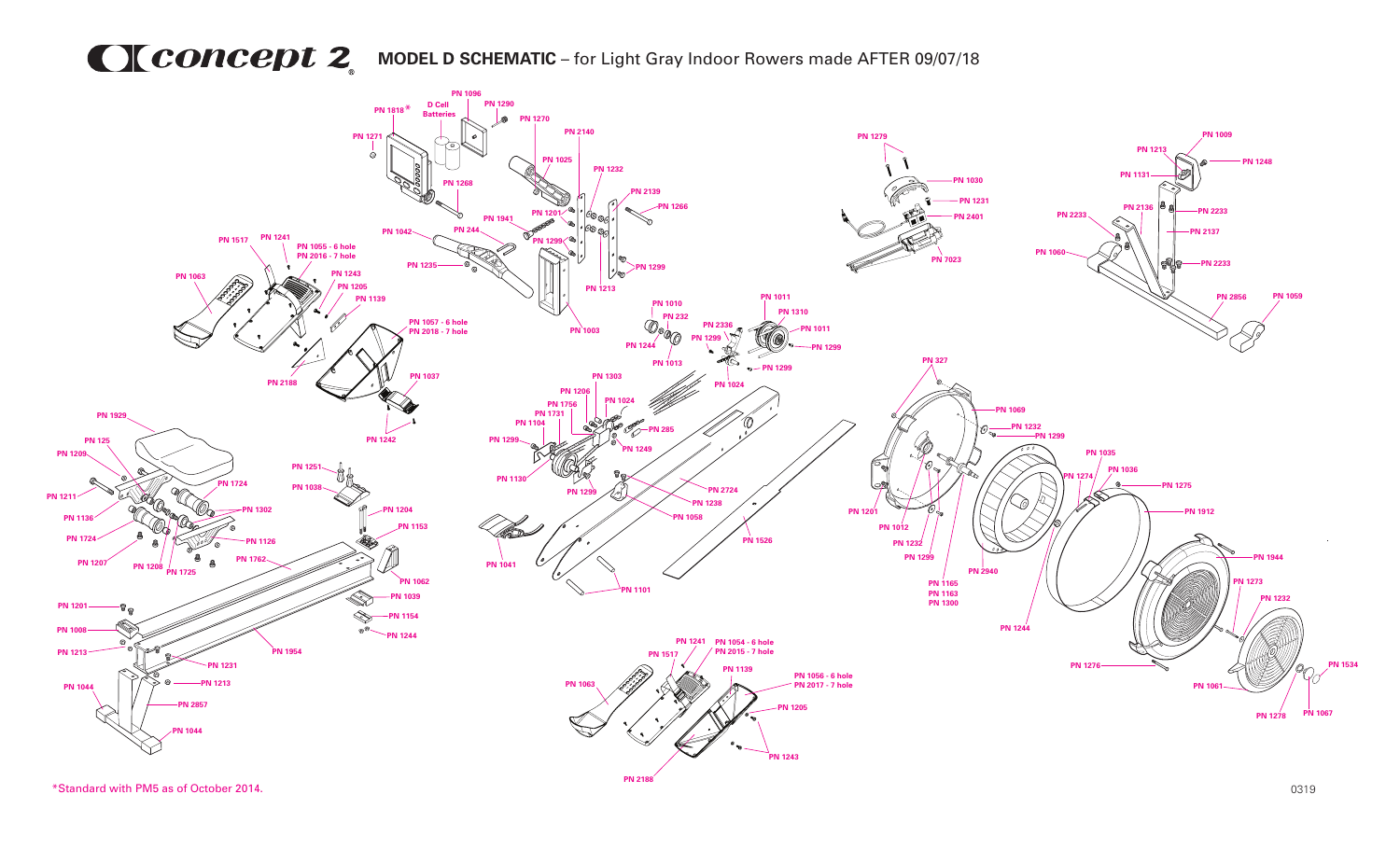# Concept 2 MODEL D SCHEMATIC – for Light Gray Indoor Rowers made AFTER 09/07/18

PN 1096
PN 1290
D Cell Batteries
PN 1818*
PN 1270
PN 1271
PN 2140
PN 1025
PN 1232
PN 1268
PN 2139
PN 1266
PN 1201
PN 1941
PN 1042
PN 244
PN 1299
PN 1299
PN 1235
PN 1213
PN 1003
PN 1517
PN 1241
PN 1055 - 6 hole
PN 2016 - 7 hole
PN 1063
PN 1243
PN 1205
PN 1139
PN 1057 - 6 hole
PN 2018 - 7 hole
PN 2188
PN 1037
PN 1242
PN 1279
PN 1030
PN 1231
PN 2401
PN 7023
PN 1009
PN 1213
PN 1248
PN 1131
PN 2136
PN 2233
PN 2233
PN 2137
PN 1060
PN 2233
PN 2856
PN 1059
PN 1011
PN 1310
PN 1010
PN 232
PN 2336
PN 1011
PN 1299
PN 1244
PN 1299
PN 1013
PN 1299
PN 1024
PN 327
PN 1303
PN 1206
PN 1024
PN 1756
PN 1731
PN 1104
PN 285
PN 1299
PN 1249
PN 1130
PN 1299
PN 2724
PN 1238
PN 1058
PN 1526
PN 1041
PN 1101
PN 1069
PN 1232
PN 1299
PN 1035
PN 1036
PN 1274
PN 1275
PN 1201
PN 1012
PN 1912
PN 1232
PN 1299
PN 2940
PN 1944
PN 1165
PN 1163
PN 1300
PN 1273
PN 1232
PN 1244
PN 1276
PN 1534
PN 1061
PN 1278
PN 1067
PN 1929
PN 125
PN 1209
PN 1211
PN 1724
PN 1251
PN 1038
PN 1302
PN 1204
PN 1136
PN 1153
PN 1724
PN 1126
PN 1207
PN 1208
PN 1725
PN 1762
PN 1062
PN 1201
PN 1039
PN 1154
PN 1008
PN 1244
PN 1213
PN 1954
PN 1231
PN 1213
PN 1044
PN 2857
PN 1044
PN 1241
PN 1054 - 6 hole
PN 2015 - 7 hole
PN 1517
PN 1139
PN 1063
PN 1056 - 6 hole
PN 2017 - 7 hole
PN 1205
PN 1243
PN 2188

*Standard with PM5 as of October 2014.

0319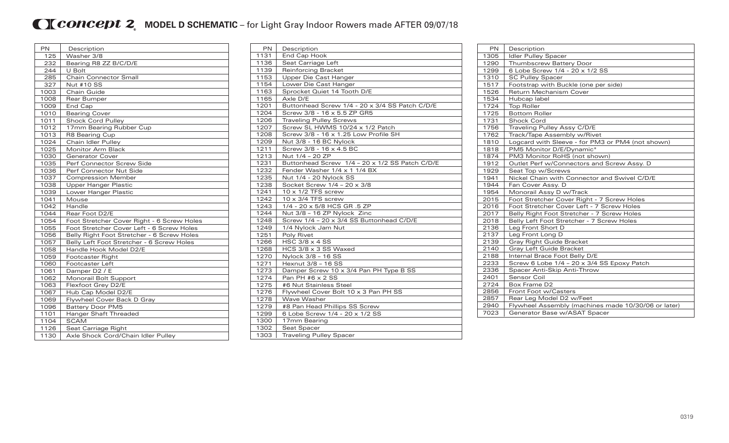# Concept 2 MODEL D SCHEMATIC – for Light Gray Indoor Rowers made AFTER 09/07/18

| PN | Description |
|---|---|
| 125 | Washer 3/8 |
| 232 | Bearing R8 ZZ B/C/D/E |
| 244 | U Bolt |
| 285 | Chain Connector Small |
| 327 | Nut #10 SS |
| 1003 | Chain Guide |
| 1008 | Rear Bumper |
| 1009 | End Cap |
| 1010 | Bearing Cover |
| 1011 | Shock Cord Pulley |
| 1012 | 17mm Bearing Rubber Cup |
| 1013 | R8 Bearing Cup |
| 1024 | Chain Idler Pulley |
| 1025 | Monitor Arm Black |
| 1030 | Generator Cover |
| 1035 | Perf Connector Screw Side |
| 1036 | Perf Connector Nut Side |
| 1037 | Compression Member |
| 1038 | Upper Hanger Plastic |
| 1039 | Lower Hanger Plastic |
| 1041 | Mouse |
| 1042 | Handle |
| 1044 | Rear Foot D2/E |
| 1054 | Foot Stretcher Cover Right - 6 Screw Holes |
| 1055 | Foot Stretcher Cover Left - 6 Screw Holes |
| 1056 | Belly Right Foot Stretcher - 6 Screw Holes |
| 1057 | Belly Left Foot Stretcher - 6 Screw Holes |
| 1058 | Handle Hook Model D2/E |
| 1059 | Footcaster Right |
| 1060 | Footcaster Left |
| 1061 | Damper D2 / E |
| 1062 | Monorail Bolt Support |
| 1063 | Flexfoot Grey D2/E |
| 1067 | Hub Cap Model D2/E |
| 1069 | Flywheel Cover Back D Gray |
| 1096 | Battery Door PM5 |
| 1101 | Hanger Shaft Threaded |
| 1104 | SCAM |
| 1126 | Seat Carriage Right |
| 1130 | Axle Shock Cord/Chain Idler Pulley |

| PN | Description |
|---|---|
| 1131 | End Cap Hook |
| 1136 | Seat Carriage Left |
| 1139 | Reinforcing Bracket |
| 1153 | Upper Die Cast Hanger |
| 1154 | Lower Die Cast Hanger |
| 1163 | Sprocket Quiet 14 Tooth D/E |
| 1165 | Axle D/E |
| 1201 | Buttonhead Screw 1/4 - 20 x 3/4 SS Patch C/D/E |
| 1204 | Screw 3/8 - 16 x 5.5 ZP GR5 |
| 1206 | Traveling Pulley Screws |
| 1207 | Screw SL HWMS 10/24 x 1/2 Patch |
| 1208 | Screw 3/8 - 16 x 1.25 Low Profile SH |
| 1209 | Nut 3/8 - 16 BC Nylock |
| 1211 | Screw 3/8 - 16 x 4.5 BC |
| 1213 | Nut 1/4 – 20 ZP |
| 1231 | Buttonhead Screw 1/4 – 20 x 1/2 SS Patch C/D/E |
| 1232 | Fender Washer 1/4 x 1 1/4 BX |
| 1235 | Nut 1/4 - 20 Nylock SS |
| 1238 | Socket Screw 1/4 – 20 x 3/8 |
| 1241 | 10 x 1/2 TFS screw |
| 1242 | 10 x 3/4 TFS screw |
| 1243 | 1/4 - 20 x 5/8 HCS GR .5 ZP |
| 1244 | Nut 3/8 – 16 ZP Nylock Zinc |
| 1248 | Screw 1/4 – 20 x 3/4 SS Buttonhead C/D/E |
| 1249 | 1/4 Nylock Jam Nut |
| 1251 | Poly Rivet |
| 1266 | HSC 3/8 x 4 SS |
| 1268 | HCS 3/8 x 3 SS Waxed |
| 1270 | Nylock 3/8 – 16 SS |
| 1271 | Hexnut 3/8 – 16 SS |
| 1273 | Damper Screw 10 x 3/4 Pan PH Type B SS |
| 1274 | Pan PH #6 x 2 SS |
| 1275 | #6 Nut Stainless Steel |
| 1276 | Flywheel Cover Bolt 10 x 3 Pan PH SS |
| 1278 | Wave Washer |
| 1279 | #8 Pan Head Phillips SS Screw |
| 1299 | 6 Lobe Screw 1/4 - 20 x 1/2 SS |
| 1300 | 17mm Bearing |
| 1302 | Seat Spacer |
| 1303 | Traveling Pulley Spacer |

| PN | Description |
|---|---|
| 1305 | Idler Pulley Spacer |
| 1290 | Thumbscrew Battery Door |
| 1299 | 6 Lobe Screw 1/4 - 20 x 1/2 SS |
| 1310 | SC Pulley Spacer |
| 1517 | Footstrap with Buckle (one per side) |
| 1526 | Return Mechanism Cover |
| 1534 | Hubcap label |
| 1724 | Top Roller |
| 1725 | Bottom Roller |
| 1731 | Shock Cord |
| 1756 | Traveling Pulley Assy C/D/E |
| 1762 | Track/Tape Assembly w/Rivet |
| 1810 | Logcard with Sleeve - for PM3 or PM4 (not shown) |
| 1818 | PM5 Monitor D/E/Dynamic* |
| 1874 | PM3 Monitor RoHS (not shown) |
| 1912 | Outlet Perf w/Connectors and Screw Assy. D |
| 1929 | Seat Top w/Screws |
| 1941 | Nickel Chain with Connector and Swivel C/D/E |
| 1944 | Fan Cover Assy. D |
| 1954 | Monorail Assy D w/Track |
| 2015 | Foot Stretcher Cover Right - 7 Screw Holes |
| 2016 | Foot Stretcher Cover Left - 7 Screw Holes |
| 2017 | Belly Right Foot Stretcher - 7 Screw Holes |
| 2018 | Belly Left Foot Stretcher - 7 Screw Holes |
| 2136 | Leg Front Short D |
| 2137 | Leg Front Long D |
| 2139 | Gray Right Guide Bracket |
| 2140 | Gray Left Guide Bracket |
| 2188 | Internal Brace Foot Belly D/E |
| 2233 | Screw 6 Lobe 1/4 – 20 x 3/4 SS Epoxy Patch |
| 2336 | Spacer Anti-Skip Anti-Throw |
| 2401 | Sensor Coil |
| 2724 | Box Frame D2 |
| 2856 | Front Foot w/Casters |
| 2857 | Rear Leg Model D2 w/Feet |
| 2940 | Flywheel Assembly (machines made 10/30/06 or later) |
| 7023 | Generator Base w/ASAT Spacer |

0319